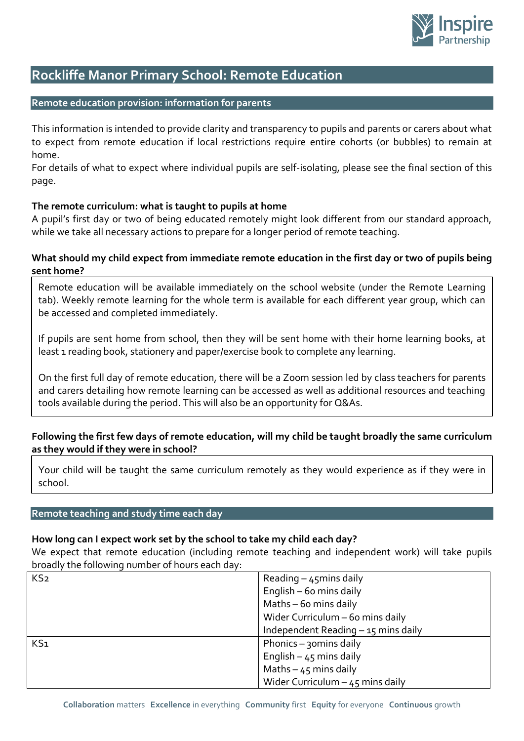# Rockliffe Manor Primary School: Remote Education

## Remote education provision: information for parents

This information is intended to provide clarity and transparency to pupils and parents or carers about what to expect from remote education if local restrictions require entire cohorts (or bubbles) to remain at home.
For details of what to expect where individual pupils are self-isolating, please see the final section of this page.

**The remote curriculum: what is taught to pupils at home**
A pupil's first day or two of being educated remotely might look different from our standard approach, while we take all necessary actions to prepare for a longer period of remote teaching.

**What should my child expect from immediate remote education in the first day or two of pupils being sent home?**

Remote education will be available immediately on the school website (under the Remote Learning tab). Weekly remote learning for the whole term is available for each different year group, which can be accessed and completed immediately.

If pupils are sent home from school, then they will be sent home with their home learning books, at least 1 reading book, stationery and paper/exercise book to complete any learning.

On the first full day of remote education, there will be a Zoom session led by class teachers for parents and carers detailing how remote learning can be accessed as well as additional resources and teaching tools available during the period. This will also be an opportunity for Q&As.

**Following the first few days of remote education, will my child be taught broadly the same curriculum as they would if they were in school?**

Your child will be taught the same curriculum remotely as they would experience as if they were in school.

## Remote teaching and study time each day

**How long can I expect work set by the school to take my child each day?**
We expect that remote education (including remote teaching and independent work) will take pupils broadly the following number of hours each day:

| | |
|---|---|
| KS2 | Reading – 45mins daily<br>English – 60 mins daily<br>Maths – 60 mins daily<br>Wider Curriculum – 60 mins daily<br>Independent Reading – 15 mins daily |
| KS1 | Phonics – 30mins daily<br>English – 45 mins daily<br>Maths – 45 mins daily<br>Wider Curriculum – 45 mins daily |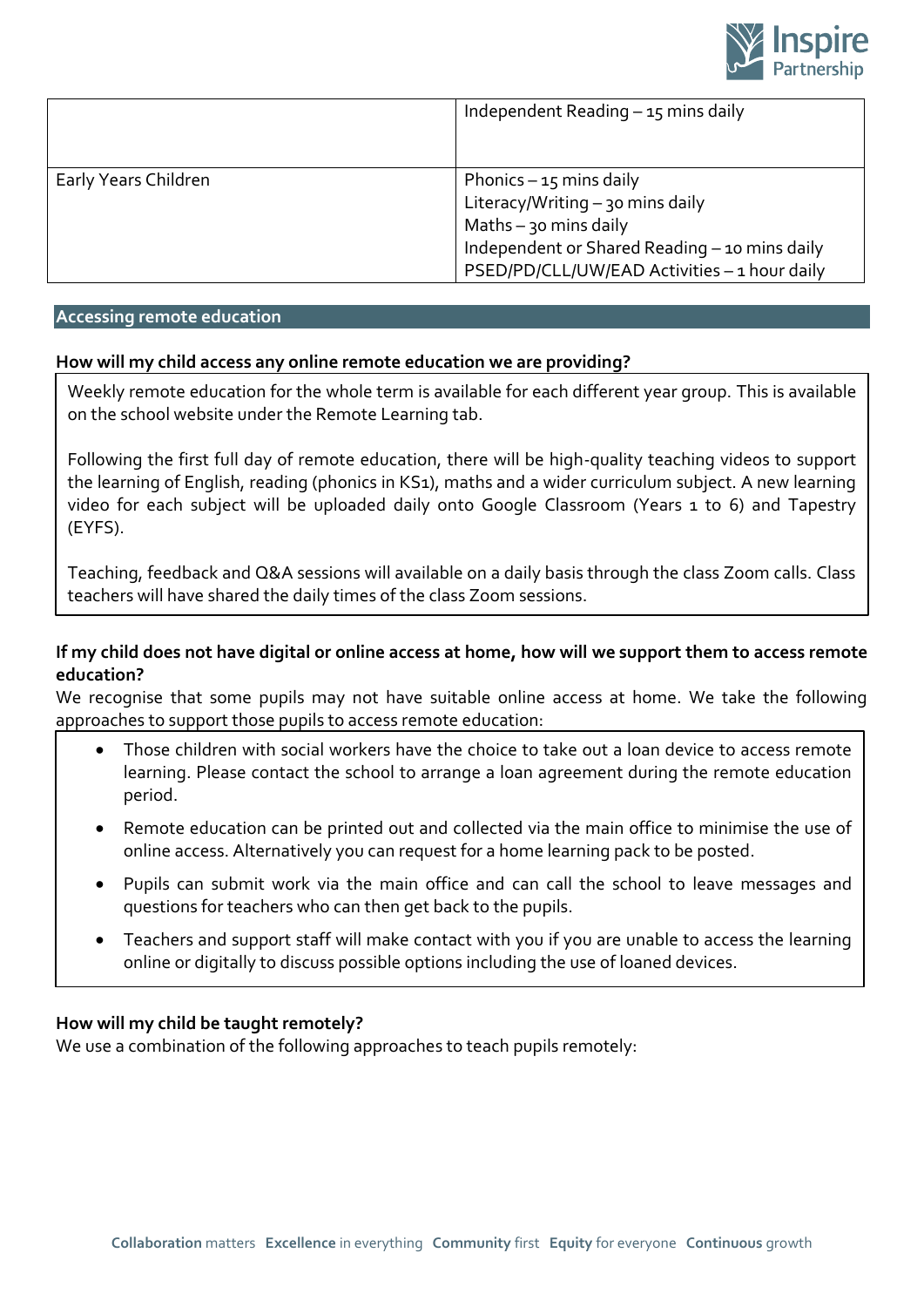|  |  |
|---|---|
|  | Independent Reading – 15 mins daily |
| Early Years Children | Phonics – 15 mins daily<br>Literacy/Writing – 30 mins daily<br>Maths – 30 mins daily<br>Independent or Shared Reading – 10 mins daily<br>PSED/PD/CLL/UW/EAD Activities – 1 hour daily |

## Accessing remote education

### How will my child access any online remote education we are providing?

Weekly remote education for the whole term is available for each different year group. This is available on the school website under the Remote Learning tab.

Following the first full day of remote education, there will be high-quality teaching videos to support the learning of English, reading (phonics in KS1), maths and a wider curriculum subject. A new learning video for each subject will be uploaded daily onto Google Classroom (Years 1 to 6) and Tapestry (EYFS).

Teaching, feedback and Q&A sessions will available on a daily basis through the class Zoom calls. Class teachers will have shared the daily times of the class Zoom sessions.

### If my child does not have digital or online access at home, how will we support them to access remote education?

We recognise that some pupils may not have suitable online access at home. We take the following approaches to support those pupils to access remote education:

- Those children with social workers have the choice to take out a loan device to access remote learning. Please contact the school to arrange a loan agreement during the remote education period.
- Remote education can be printed out and collected via the main office to minimise the use of online access. Alternatively you can request for a home learning pack to be posted.
- Pupils can submit work via the main office and can call the school to leave messages and questions for teachers who can then get back to the pupils.
- Teachers and support staff will make contact with you if you are unable to access the learning online or digitally to discuss possible options including the use of loaned devices.

### How will my child be taught remotely?

We use a combination of the following approaches to teach pupils remotely: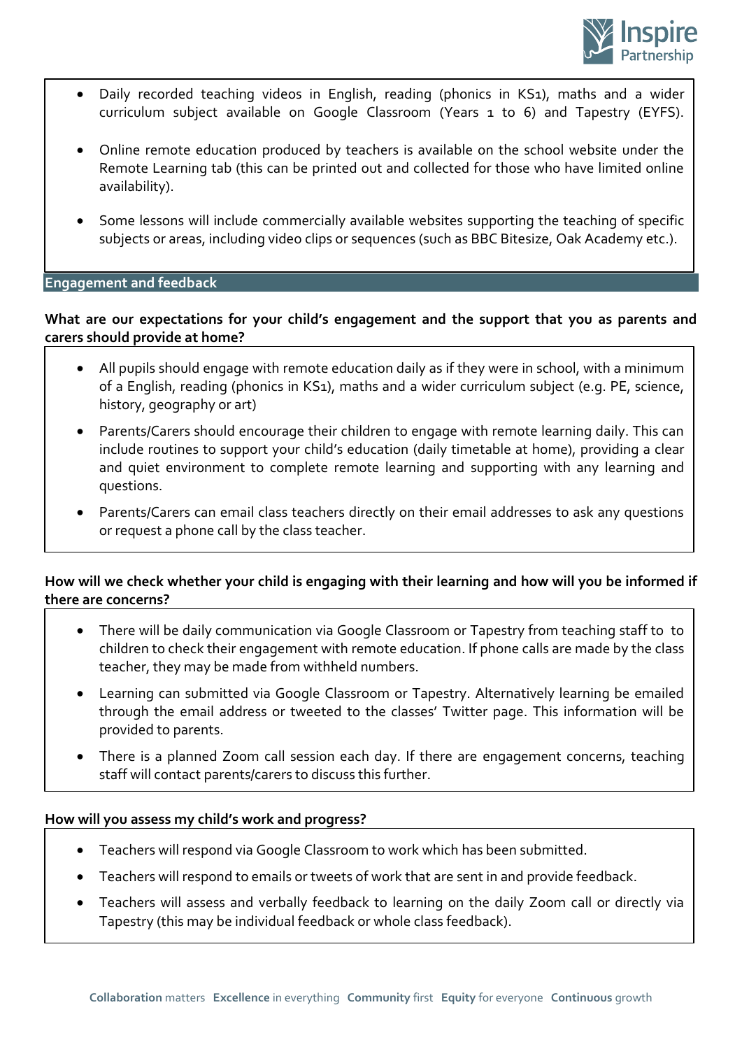- Daily recorded teaching videos in English, reading (phonics in KS1), maths and a wider curriculum subject available on Google Classroom (Years 1 to 6) and Tapestry (EYFS).

- Online remote education produced by teachers is available on the school website under the Remote Learning tab (this can be printed out and collected for those who have limited online availability).

- Some lessons will include commercially available websites supporting the teaching of specific subjects or areas, including video clips or sequences (such as BBC Bitesize, Oak Academy etc.).

## Engagement and feedback

**What are our expectations for your child's engagement and the support that you as parents and carers should provide at home?**

- All pupils should engage with remote education daily as if they were in school, with a minimum of a English, reading (phonics in KS1), maths and a wider curriculum subject (e.g. PE, science, history, geography or art)

- Parents/Carers should encourage their children to engage with remote learning daily. This can include routines to support your child's education (daily timetable at home), providing a clear and quiet environment to complete remote learning and supporting with any learning and questions.

- Parents/Carers can email class teachers directly on their email addresses to ask any questions or request a phone call by the class teacher.

**How will we check whether your child is engaging with their learning and how will you be informed if there are concerns?**

- There will be daily communication via Google Classroom or Tapestry from teaching staff to to children to check their engagement with remote education. If phone calls are made by the class teacher, they may be made from withheld numbers.

- Learning can submitted via Google Classroom or Tapestry. Alternatively learning be emailed through the email address or tweeted to the classes' Twitter page. This information will be provided to parents.

- There is a planned Zoom call session each day. If there are engagement concerns, teaching staff will contact parents/carers to discuss this further.

**How will you assess my child's work and progress?**

- Teachers will respond via Google Classroom to work which has been submitted.

- Teachers will respond to emails or tweets of work that are sent in and provide feedback.

- Teachers will assess and verbally feedback to learning on the daily Zoom call or directly via Tapestry (this may be individual feedback or whole class feedback).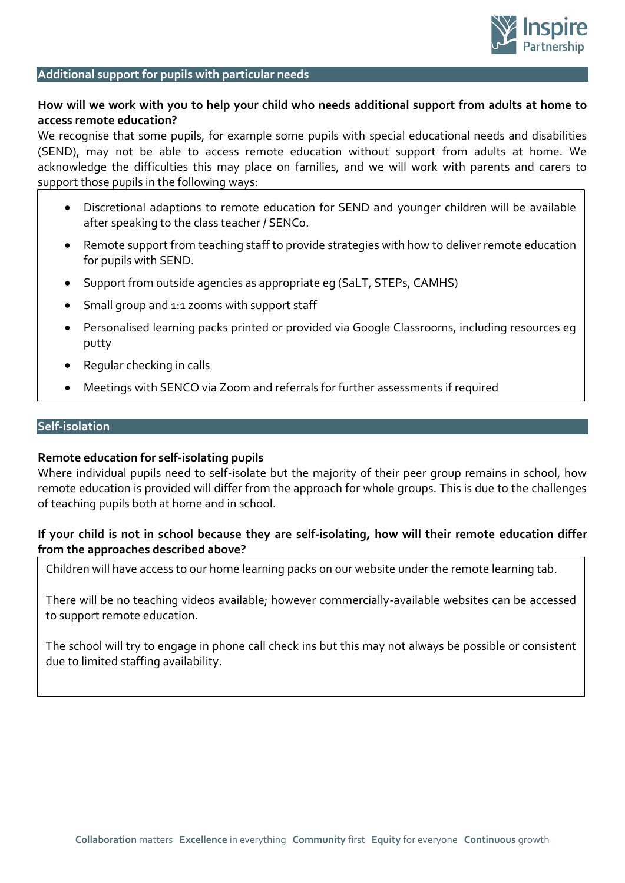## Additional support for pupils with particular needs

**How will we work with you to help your child who needs additional support from adults at home to access remote education?**

We recognise that some pupils, for example some pupils with special educational needs and disabilities (SEND), may not be able to access remote education without support from adults at home. We acknowledge the difficulties this may place on families, and we will work with parents and carers to support those pupils in the following ways:

- Discretional adaptions to remote education for SEND and younger children will be available after speaking to the class teacher / SENCo.
- Remote support from teaching staff to provide strategies with how to deliver remote education for pupils with SEND.
- Support from outside agencies as appropriate eg (SaLT, STEPs, CAMHS)
- Small group and 1:1 zooms with support staff
- Personalised learning packs printed or provided via Google Classrooms, including resources eg putty
- Regular checking in calls
- Meetings with SENCO via Zoom and referrals for further assessments if required

## Self-isolation

**Remote education for self-isolating pupils**

Where individual pupils need to self-isolate but the majority of their peer group remains in school, how remote education is provided will differ from the approach for whole groups. This is due to the challenges of teaching pupils both at home and in school.

**If your child is not in school because they are self-isolating, how will their remote education differ from the approaches described above?**

Children will have access to our home learning packs on our website under the remote learning tab.

There will be no teaching videos available; however commercially-available websites can be accessed to support remote education.

The school will try to engage in phone call check ins but this may not always be possible or consistent due to limited staffing availability.